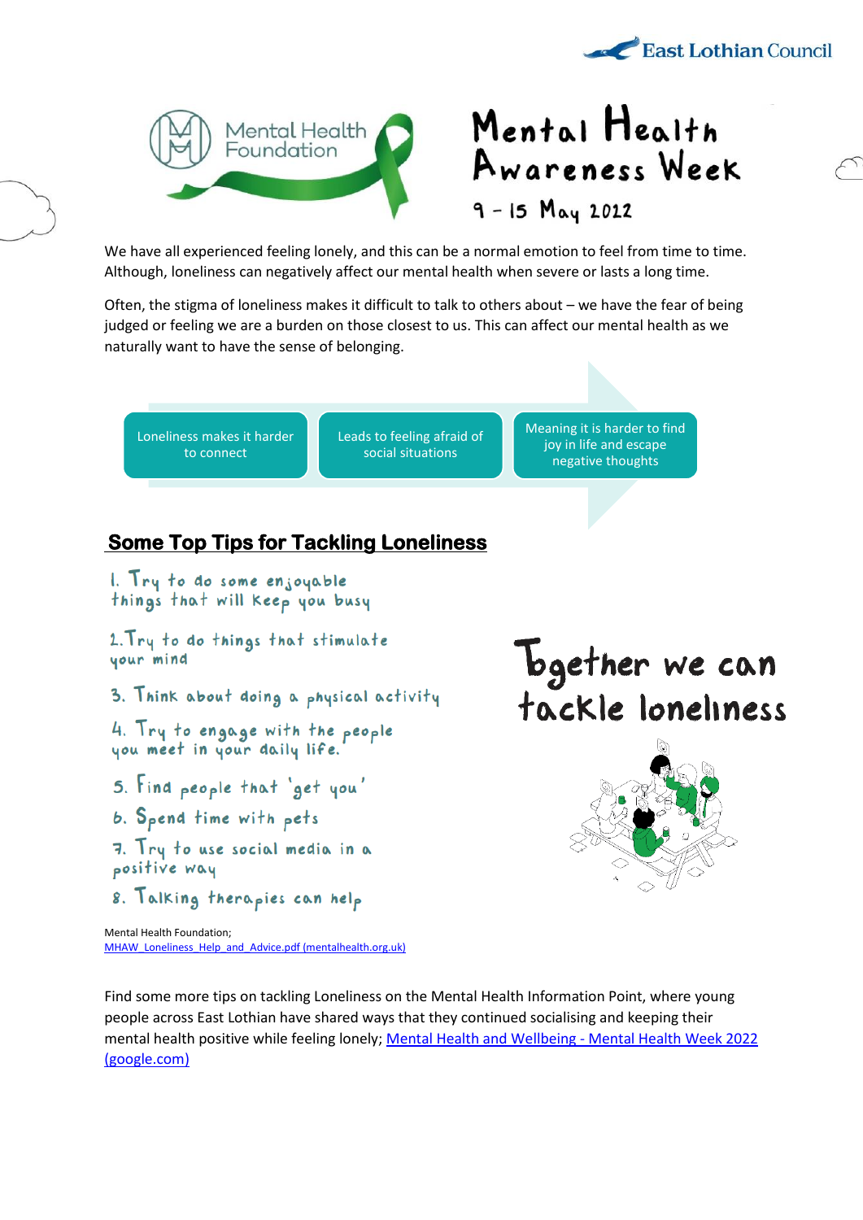East Lothian Council

Mental Health Foundation

# Mental Health Awareness Week

9 – 15 May 2022

We have all experienced feeling lonely, and this can be a normal emotion to feel from time to time. Although, loneliness can negatively affect our mental health when severe or lasts a long time.

Often, the stigma of loneliness makes it difficult to talk to others about – we have the fear of being judged or feeling we are a burden on those closest to us. This can affect our mental health as we naturally want to have the sense of belonging.

Loneliness makes it harder to connect → Leads to feeling afraid of social situations → Meaning it is harder to find joy in life and escape negative thoughts

## Some Top Tips for Tackling Loneliness

1. Try to do some enjoyable things that will keep you busy
2. Try to do things that stimulate your mind
3. Think about doing a physical activity
4. Try to engage with the people you meet in your daily life.
5. Find people that 'get you'
6. Spend time with pets
7. Try to use social media in a positive way
8. Talking therapies can help

Mental Health Foundation;
[MHAW_Loneliness_Help_and_Advice.pdf (mentalhealth.org.uk)](MHAW_Loneliness_Help_and_Advice.pdf (mentalhealth.org.uk))

## Together we can tackle loneliness

Find some more tips on tackling Loneliness on the Mental Health Information Point, where young people across East Lothian have shared ways that they continued socialising and keeping their mental health positive while feeling lonely; [Mental Health and Wellbeing - Mental Health Week 2022 (google.com)](Mental Health and Wellbeing - Mental Health Week 2022 (google.com))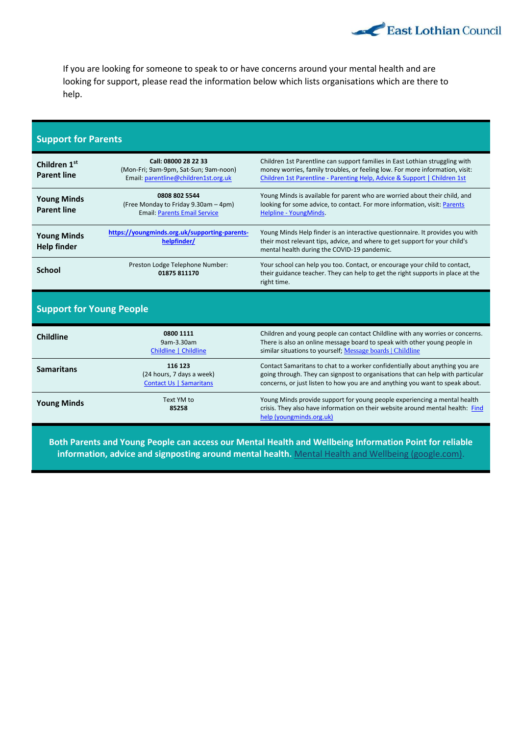If you are looking for someone to speak to or have concerns around your mental health and are looking for support, please read the information below which lists organisations which are there to help.

## Support for Parents

| | | |
|---|---|---|
| **Children 1st Parent line** | **Call: 08000 28 22 33** (Mon-Fri; 9am-9pm, Sat-Sun; 9am-noon) Email: parentline@children1st.org.uk | Children 1st Parentline can support families in East Lothian struggling with money worries, family troubles, or feeling low. For more information, visit: Children 1st Parentline - Parenting Help, Advice & Support \| Children 1st |
| **Young Minds Parent line** | **0808 802 5544** (Free Monday to Friday 9.30am – 4pm) Email: Parents Email Service | Young Minds is available for parent who are worried about their child, and looking for some advice, to contact. For more information, visit: Parents Helpline - YoungMinds. |
| **Young Minds Help finder** | **https://youngminds.org.uk/supporting-parents-helpfinder/** | Young Minds Help finder is an interactive questionnaire. It provides you with their most relevant tips, advice, and where to get support for your child's mental health during the COVID-19 pandemic. |
| **School** | Preston Lodge Telephone Number: **01875 811170** | Your school can help you too. Contact, or encourage your child to contact, their guidance teacher. They can help to get the right supports in place at the right time. |

## Support for Young People

| | | |
|---|---|---|
| **Childline** | **0800 1111** 9am-3.30am Childline \| Childline | Children and young people can contact Childline with any worries or concerns. There is also an online message board to speak with other young people in similar situations to yourself; Message boards \| Childline |
| **Samaritans** | **116 123** (24 hours, 7 days a week) Contact Us \| Samaritans | Contact Samaritans to chat to a worker confidentially about anything you are going through. They can signpost to organisations that can help with particular concerns, or just listen to how you are and anything you want to speak about. |
| **Young Minds** | Text YM to **85258** | Young Minds provide support for young people experiencing a mental health crisis. They also have information on their website around mental health: Find help (youngminds.org.uk) |

**Both Parents and Young People can access our Mental Health and Wellbeing Information Point for reliable information, advice and signposting around mental health.** Mental Health and Wellbeing (google.com).